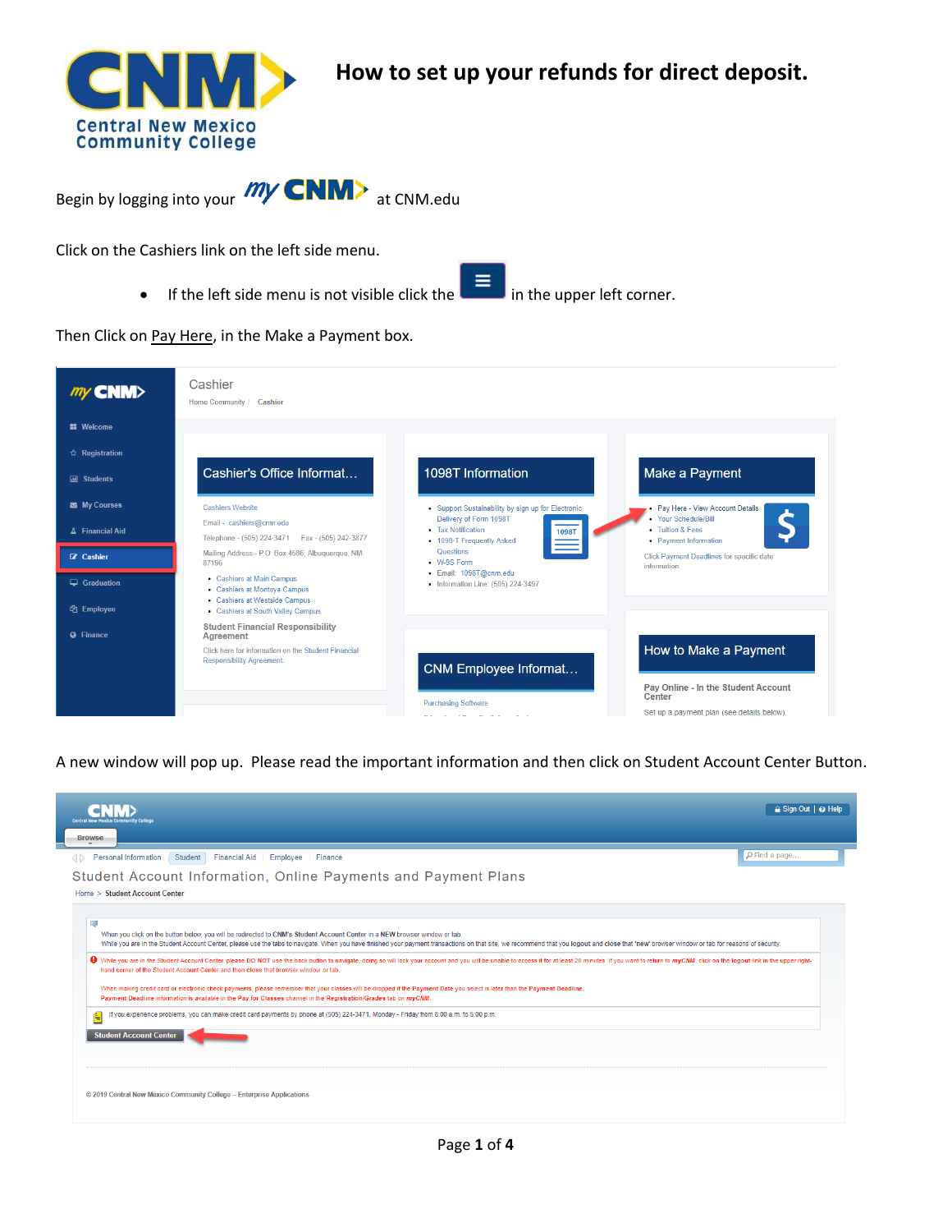# How to set up your refunds for direct deposit.

Begin by logging into your myCNM at CNM.edu

Click on the Cashiers link on the left side menu.

- If the left side menu is not visible click the ≡ in the upper left corner.

Then Click on Pay Here, in the Make a Payment box.

A new window will pop up. Please read the important information and then click on Student Account Center Button.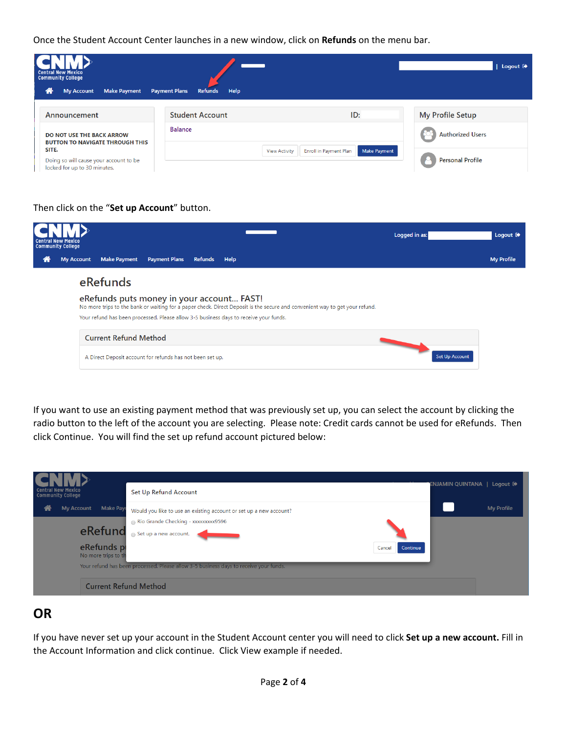Once the Student Account Center launches in a new window, click on **Refunds** on the menu bar.

Then click on the "**Set up Account**" button.

If you want to use an existing payment method that was previously set up, you can select the account by clicking the radio button to the left of the account you are selecting. Please note: Credit cards cannot be used for eRefunds. Then click Continue. You will find the set up refund account pictured below:

# OR

If you have never set up your account in the Student Account center you will need to click **Set up a new account.** Fill in the Account Information and click continue. Click View example if needed.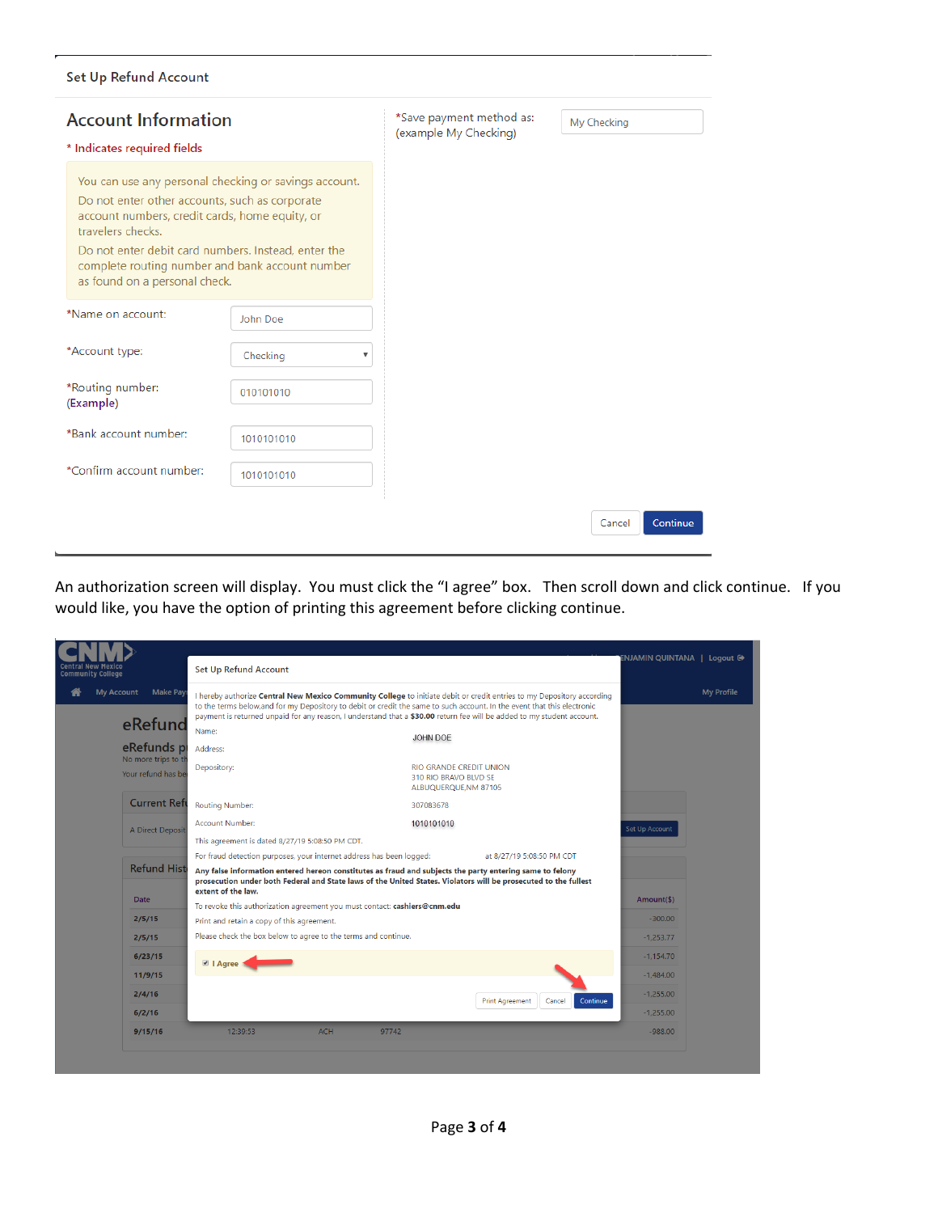## Set Up Refund Account

### Account Information

\* Indicates required fields

You can use any personal checking or savings account.

Do not enter other accounts, such as corporate account numbers, credit cards, home equity, or travelers checks.

Do not enter debit card numbers. Instead, enter the complete routing number and bank account number as found on a personal check.

| Field | Value |
|---|---|
| *Name on account: | John Doe |
| *Account type: | Checking |
| *Routing number: (Example) | 010101010 |
| *Bank account number: | 1010101010 |
| *Confirm account number: | 1010101010 |
| *Save payment method as: (example My Checking) | My Checking |

Cancel | Continue

An authorization screen will display. You must click the "I agree" box. Then scroll down and click continue. If you would like, you have the option of printing this agreement before clicking continue.

**Set Up Refund Account**

I hereby authorize **Central New Mexico Community College** to initiate debit or credit entries to my Depository according to the terms below,and for my Depository to debit or credit the same to such account. In the event that this electronic payment is returned unpaid for any reason, I understand that a **$30.00** return fee will be added to my student account.

| | |
|---|---|
| Name: | JOHN DOE |
| Address: | |
| Depository: | RIO GRANDE CREDIT UNION<br>310 RIO BRAVO BLVD SE<br>ALBUQUERQUE,NM 87105 |
| Routing Number: | 307083678 |
| Account Number: | 1010101010 |

This agreement is dated 8/27/19 5:08:50 PM CDT.

For fraud detection purposes, your internet address has been logged: at 8/27/19 5:08:50 PM CDT

**Any false information entered hereon constitutes as fraud and subjects the party entering same to felony prosecution under both Federal and State laws of the United States. Violators will be prosecuted to the fullest extent of the law.**

To revoke this authorization agreement you must contact: **cashiers@cnm.edu**

Print and retain a copy of this agreement.

Please check the box below to agree to the terms and continue.

☑ **I Agree**

Print Agreement | Cancel | Continue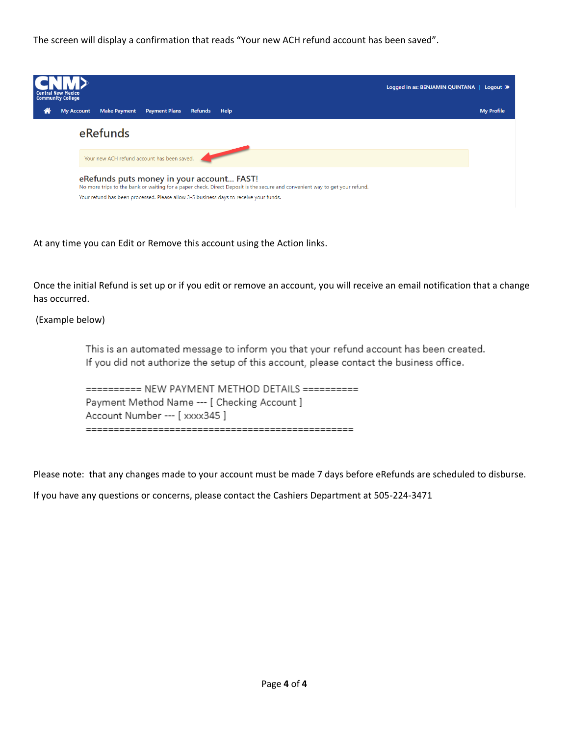The screen will display a confirmation that reads "Your new ACH refund account has been saved".

CNM Central New Mexico Community College

Logged in as: BENJAMIN QUINTANA | Logout

My Account | Make Payment | Payment Plans | Refunds | Help | My Profile

## eRefunds

Your new ACH refund account has been saved.

**eRefunds puts money in your account... FAST!**

No more trips to the bank or waiting for a paper check. Direct Deposit is the secure and convenient way to get your refund.

Your refund has been processed. Please allow 3-5 business days to receive your funds.

At any time you can Edit or Remove this account using the Action links.

Once the initial Refund is set up or if you edit or remove an account, you will receive an email notification that a change has occurred.

(Example below)

```
This is an automated message to inform you that your refund account has been created.
If you did not authorize the setup of this account, please contact the business office.

========== NEW PAYMENT METHOD DETAILS ==========
Payment Method Name --- [ Checking Account ]
Account Number --- [ xxxx345 ]
================================================
```

Please note: that any changes made to your account must be made 7 days before eRefunds are scheduled to disburse.

If you have any questions or concerns, please contact the Cashiers Department at 505-224-3471